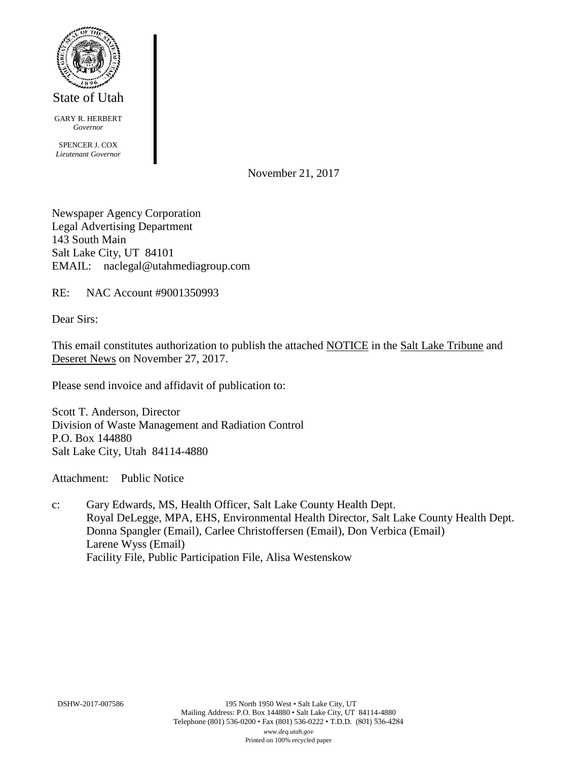State of Utah

GARY R. HERBERT
*Governor*

SPENCER J. COX
*Lieutenant Governor*

November 21, 2017

Newspaper Agency Corporation
Legal Advertising Department
143 South Main
Salt Lake City, UT 84101
EMAIL: naclegal@utahmediagroup.com

RE: NAC Account #9001350993

Dear Sirs:

This email constitutes authorization to publish the attached NOTICE in the Salt Lake Tribune and Deseret News on November 27, 2017.

Please send invoice and affidavit of publication to:

Scott T. Anderson, Director
Division of Waste Management and Radiation Control
P.O. Box 144880
Salt Lake City, Utah 84114-4880

Attachment: Public Notice

c: Gary Edwards, MS, Health Officer, Salt Lake County Health Dept.
Royal DeLegge, MPA, EHS, Environmental Health Director, Salt Lake County Health Dept.
Donna Spangler (Email), Carlee Christoffersen (Email), Don Verbica (Email)
Larene Wyss (Email)
Facility File, Public Participation File, Alisa Westenskow

DSHW-2017-007586

195 North 1950 West • Salt Lake City, UT
Mailing Address: P.O. Box 144880 • Salt Lake City, UT 84114-4880
Telephone (801) 536-0200 • Fax (801) 536-0222 • T.D.D. (801) 536-4284
*www.deq.utah.gov*
Printed on 100% recycled paper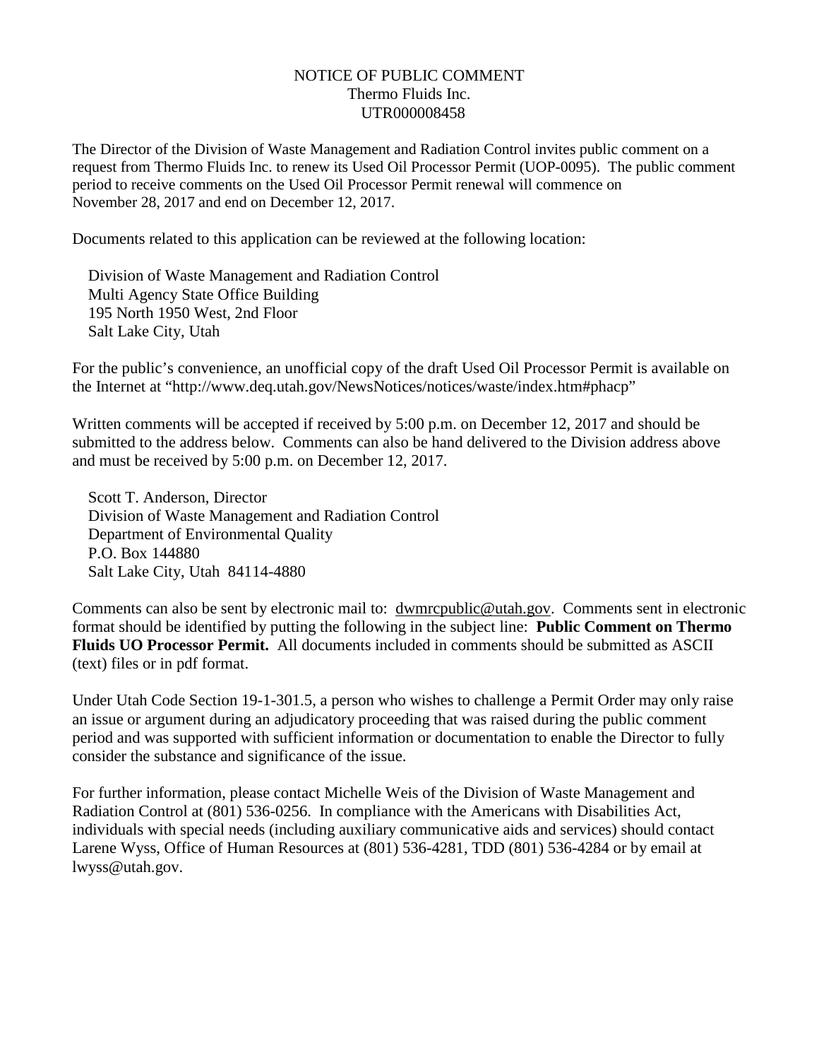# NOTICE OF PUBLIC COMMENT
## Thermo Fluids Inc.
## UTR000008458

The Director of the Division of Waste Management and Radiation Control invites public comment on a request from Thermo Fluids Inc. to renew its Used Oil Processor Permit (UOP-0095). The public comment period to receive comments on the Used Oil Processor Permit renewal will commence on November 28, 2017 and end on December 12, 2017.

Documents related to this application can be reviewed at the following location:

Division of Waste Management and Radiation Control
Multi Agency State Office Building
195 North 1950 West, 2nd Floor
Salt Lake City, Utah

For the public's convenience, an unofficial copy of the draft Used Oil Processor Permit is available on the Internet at "http://www.deq.utah.gov/NewsNotices/notices/waste/index.htm#phacp"

Written comments will be accepted if received by 5:00 p.m. on December 12, 2017 and should be submitted to the address below. Comments can also be hand delivered to the Division address above and must be received by 5:00 p.m. on December 12, 2017.

Scott T. Anderson, Director
Division of Waste Management and Radiation Control
Department of Environmental Quality
P.O. Box 144880
Salt Lake City, Utah 84114-4880

Comments can also be sent by electronic mail to: dwmrcpublic@utah.gov. Comments sent in electronic format should be identified by putting the following in the subject line: **Public Comment on Thermo Fluids UO Processor Permit.** All documents included in comments should be submitted as ASCII (text) files or in pdf format.

Under Utah Code Section 19-1-301.5, a person who wishes to challenge a Permit Order may only raise an issue or argument during an adjudicatory proceeding that was raised during the public comment period and was supported with sufficient information or documentation to enable the Director to fully consider the substance and significance of the issue.

For further information, please contact Michelle Weis of the Division of Waste Management and Radiation Control at (801) 536-0256. In compliance with the Americans with Disabilities Act, individuals with special needs (including auxiliary communicative aids and services) should contact Larene Wyss, Office of Human Resources at (801) 536-4281, TDD (801) 536-4284 or by email at lwyss@utah.gov.